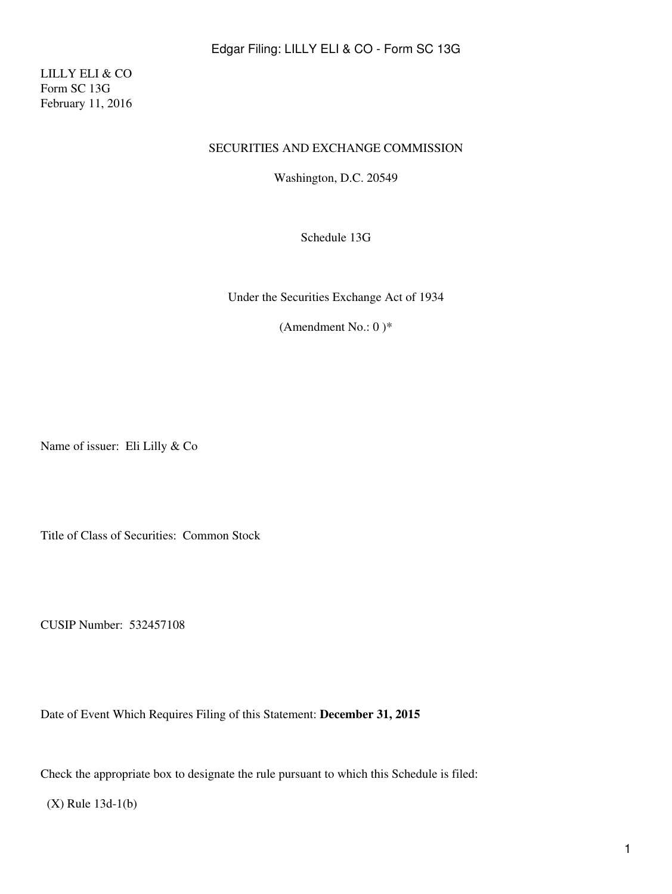LILLY ELI & CO
Form SC 13G
February 11, 2016

SECURITIES AND EXCHANGE COMMISSION

Washington, D.C. 20549

Schedule 13G

Under the Securities Exchange Act of 1934

(Amendment No.: 0 )*

Name of issuer: Eli Lilly & Co

Title of Class of Securities: Common Stock

CUSIP Number: 532457108

Date of Event Which Requires Filing of this Statement: **December 31, 2015**

Check the appropriate box to designate the rule pursuant to which this Schedule is filed:

(X) Rule 13d-1(b)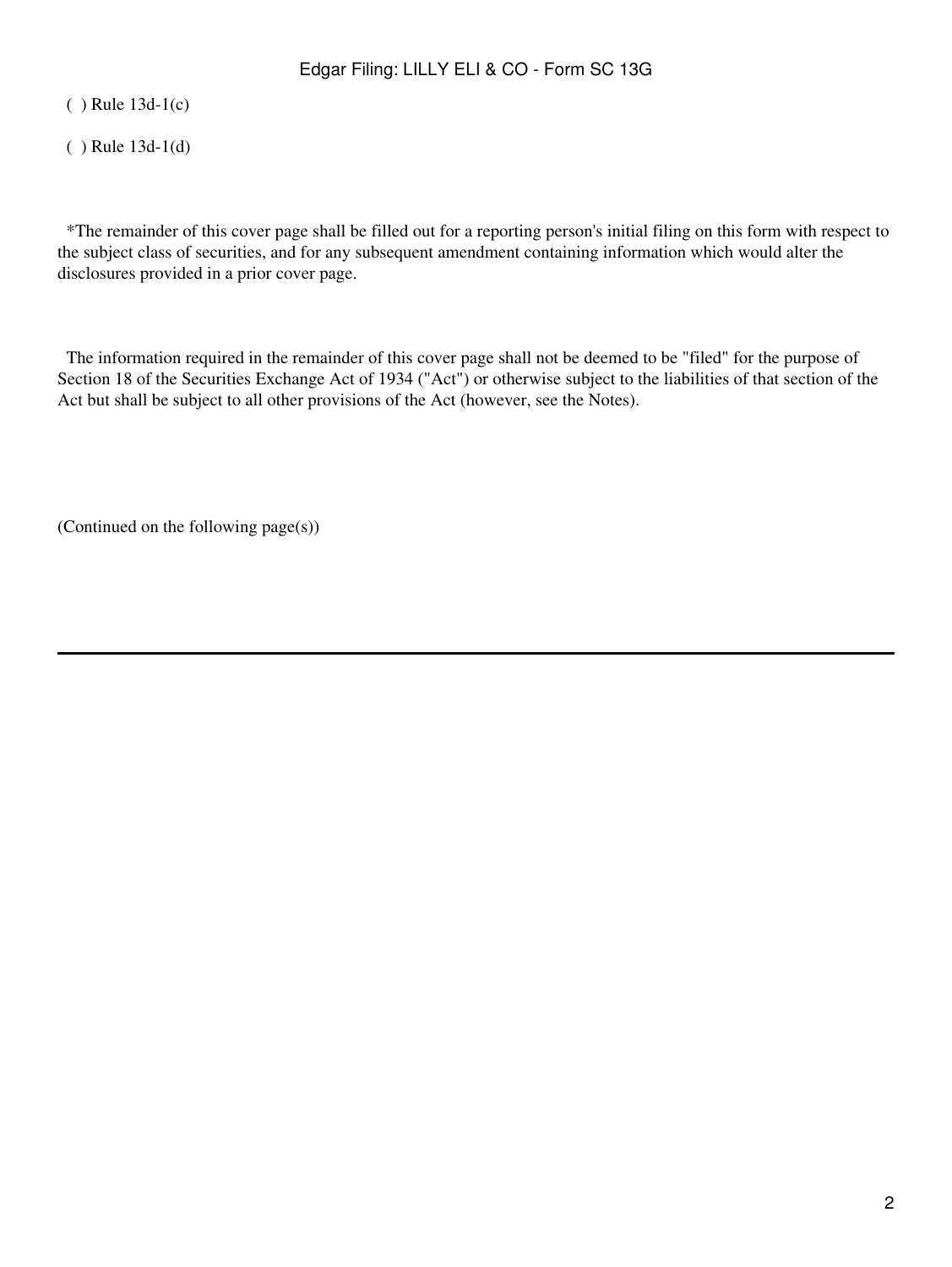( ) Rule 13d-1(c)

( ) Rule 13d-1(d)

*The remainder of this cover page shall be filled out for a reporting person's initial filing on this form with respect to the subject class of securities, and for any subsequent amendment containing information which would alter the disclosures provided in a prior cover page.

The information required in the remainder of this cover page shall not be deemed to be "filed" for the purpose of Section 18 of the Securities Exchange Act of 1934 ("Act") or otherwise subject to the liabilities of that section of the Act but shall be subject to all other provisions of the Act (however, see the Notes).

(Continued on the following page(s))

---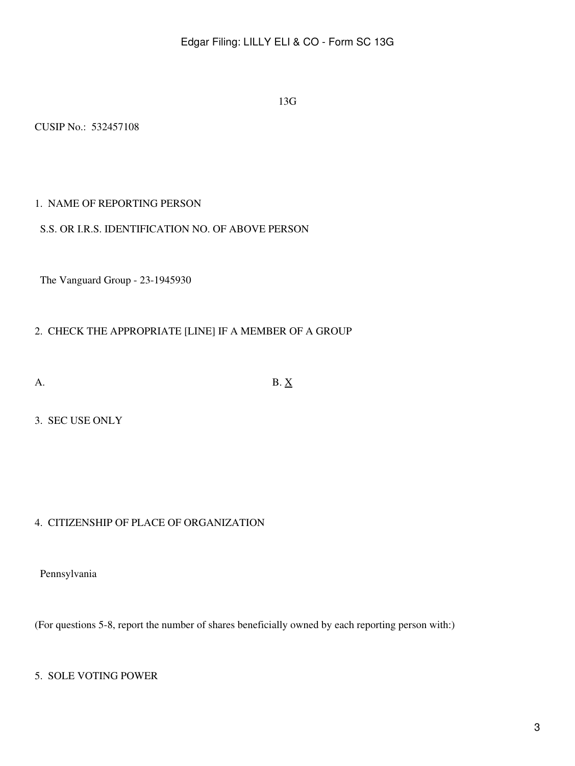13G

CUSIP No.: 532457108

1. NAME OF REPORTING PERSON

S.S. OR I.R.S. IDENTIFICATION NO. OF ABOVE PERSON

The Vanguard Group - 23-1945930

2. CHECK THE APPROPRIATE [LINE] IF A MEMBER OF A GROUP

A. B. X

3. SEC USE ONLY

4. CITIZENSHIP OF PLACE OF ORGANIZATION

Pennsylvania

(For questions 5-8, report the number of shares beneficially owned by each reporting person with:)

5. SOLE VOTING POWER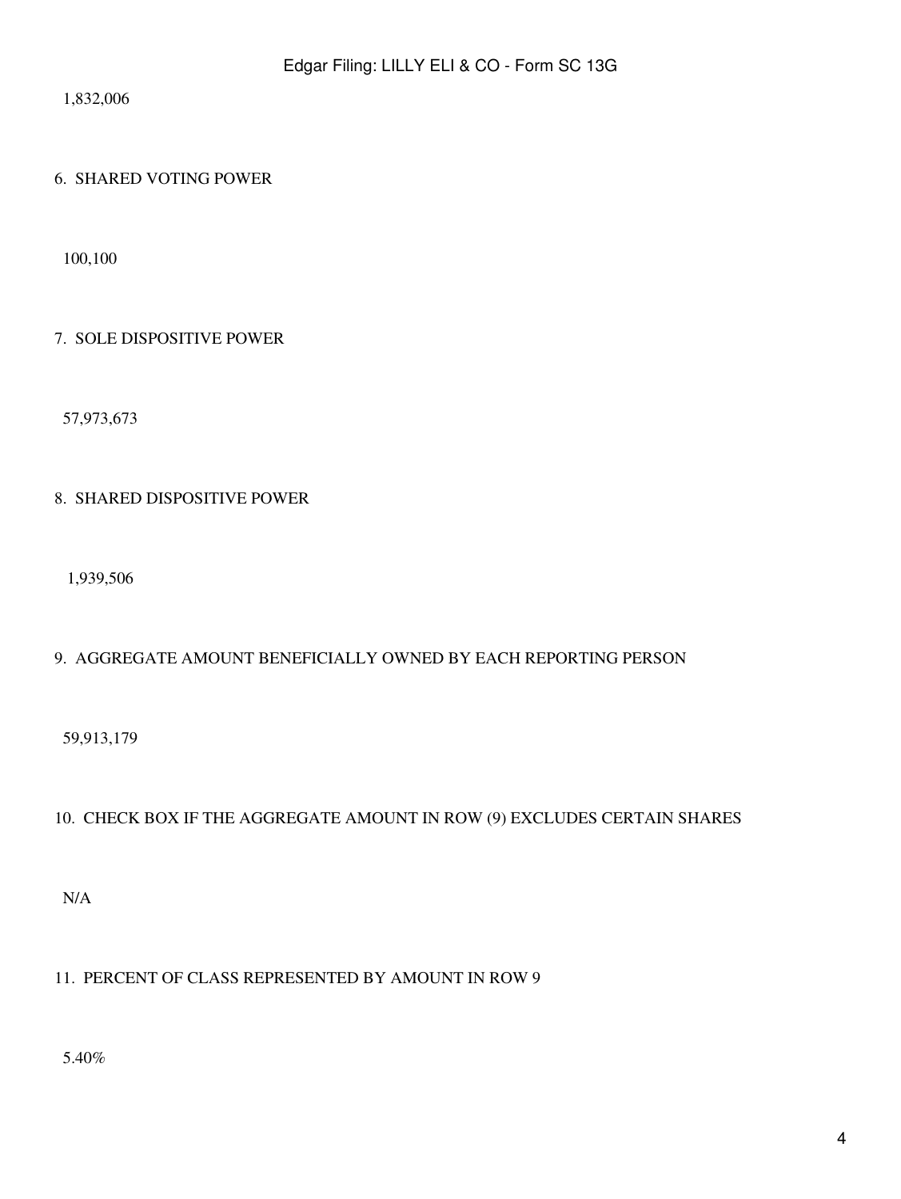1,832,006

6. SHARED VOTING POWER

100,100

7. SOLE DISPOSITIVE POWER

57,973,673

8. SHARED DISPOSITIVE POWER

1,939,506

9. AGGREGATE AMOUNT BENEFICIALLY OWNED BY EACH REPORTING PERSON

59,913,179

10. CHECK BOX IF THE AGGREGATE AMOUNT IN ROW (9) EXCLUDES CERTAIN SHARES

N/A

11. PERCENT OF CLASS REPRESENTED BY AMOUNT IN ROW 9

5.40%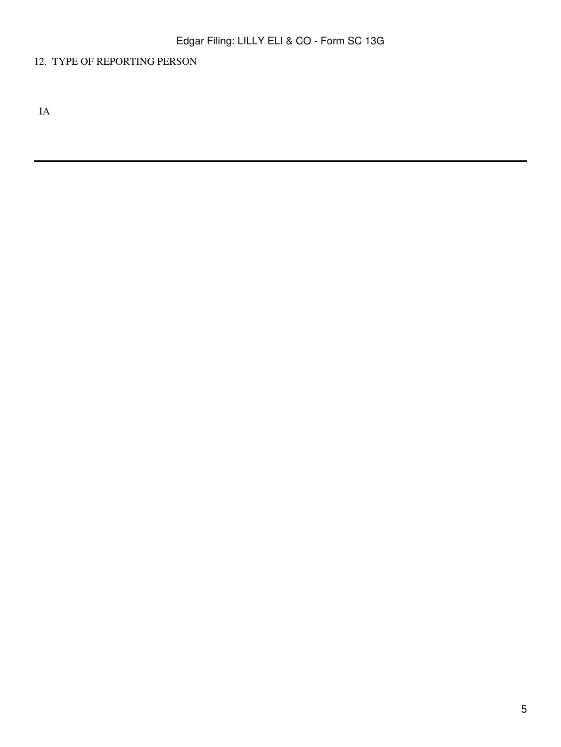12. TYPE OF REPORTING PERSON

IA

---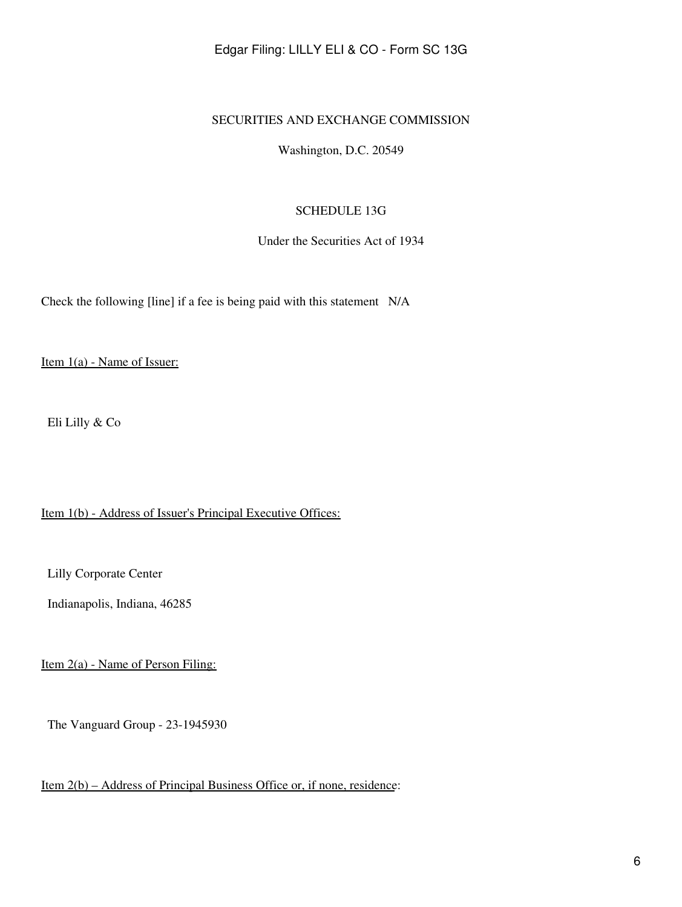SECURITIES AND EXCHANGE COMMISSION

Washington, D.C. 20549

SCHEDULE 13G

Under the Securities Act of 1934

Check the following [line] if a fee is being paid with this statement N/A

Item 1(a) - Name of Issuer:

Eli Lilly & Co

Item 1(b) - Address of Issuer's Principal Executive Offices:

Lilly Corporate Center

Indianapolis, Indiana, 46285

Item 2(a) - Name of Person Filing:

The Vanguard Group - 23-1945930

Item 2(b) – Address of Principal Business Office or, if none, residence: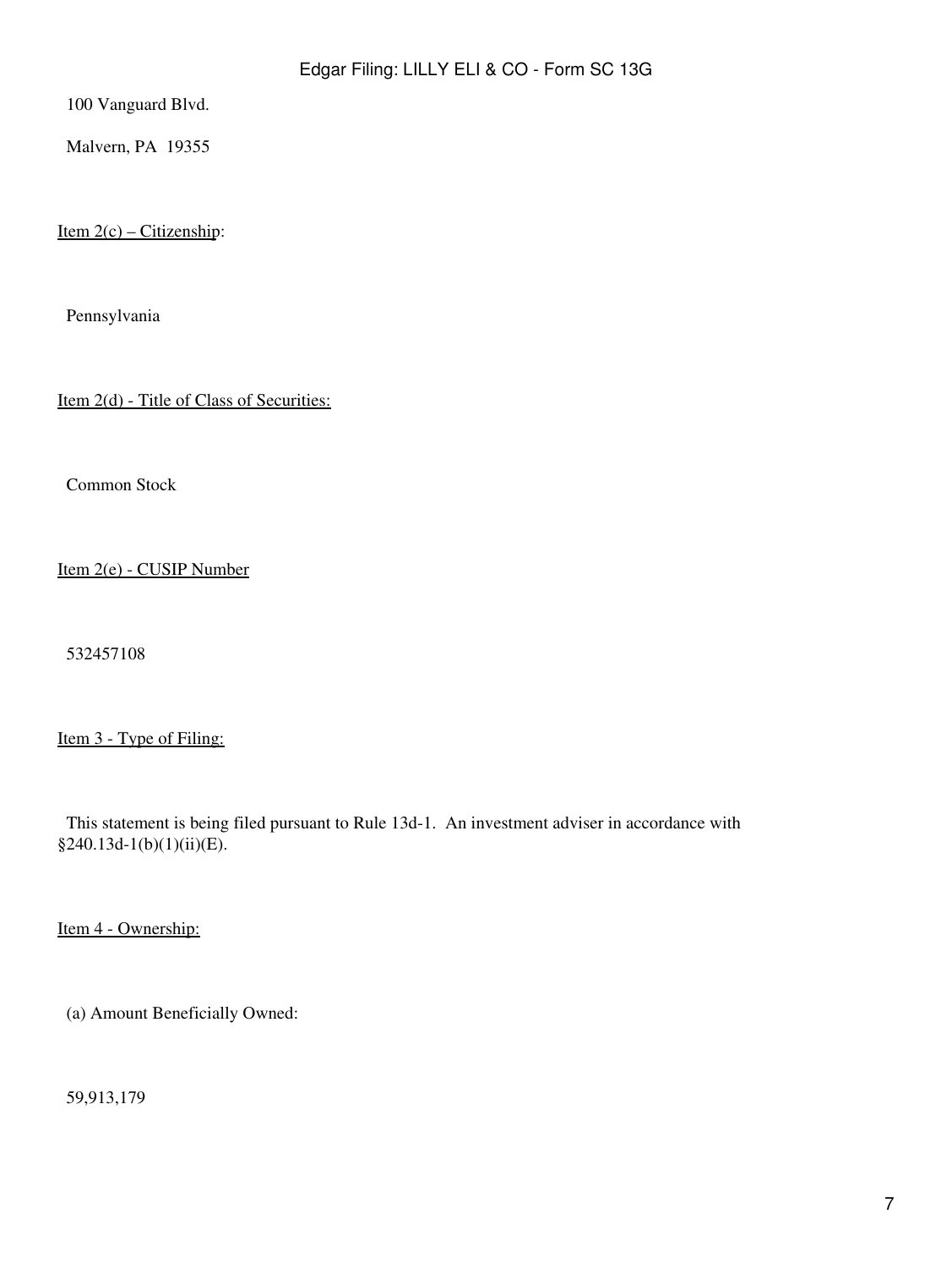100 Vanguard Blvd.

Malvern, PA 19355

Item 2(c) – Citizenship:

Pennsylvania

Item 2(d) - Title of Class of Securities:

Common Stock

Item 2(e) - CUSIP Number

532457108

Item 3 - Type of Filing:

This statement is being filed pursuant to Rule 13d-1. An investment adviser in accordance with §240.13d-1(b)(1)(ii)(E).

Item 4 - Ownership:

(a) Amount Beneficially Owned:

59,913,179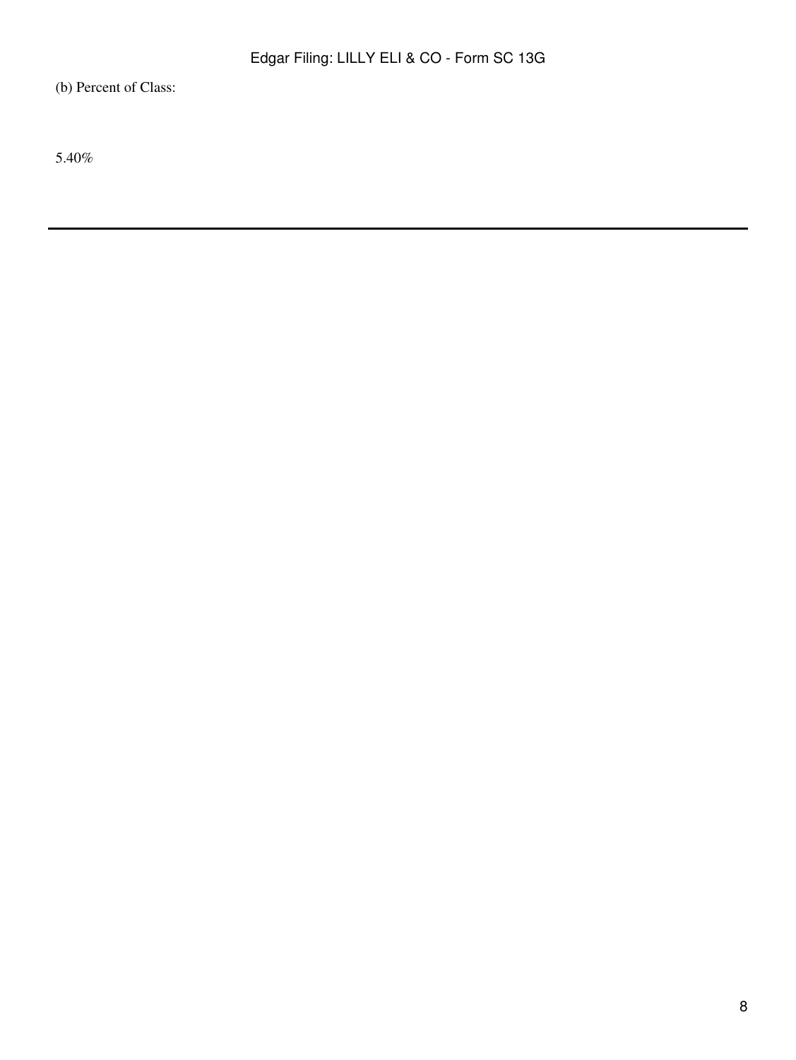(b) Percent of Class:

5.40%

---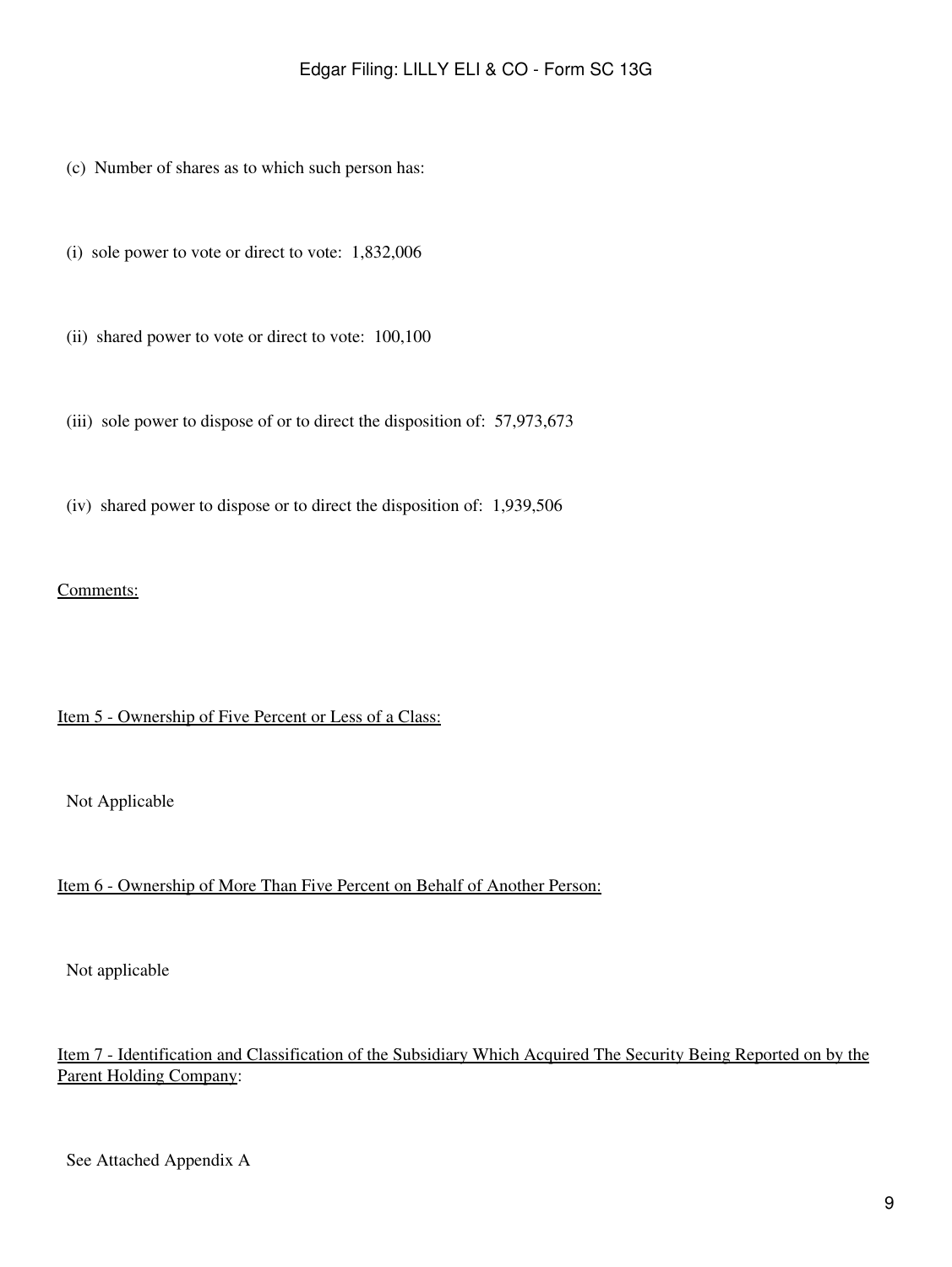(c) Number of shares as to which such person has:

(i) sole power to vote or direct to vote: 1,832,006

(ii) shared power to vote or direct to vote: 100,100

(iii) sole power to dispose of or to direct the disposition of: 57,973,673

(iv) shared power to dispose or to direct the disposition of: 1,939,506

Comments:

Item 5 - Ownership of Five Percent or Less of a Class:

Not Applicable

Item 6 - Ownership of More Than Five Percent on Behalf of Another Person:

Not applicable

Item 7 - Identification and Classification of the Subsidiary Which Acquired The Security Being Reported on by the Parent Holding Company:

See Attached Appendix A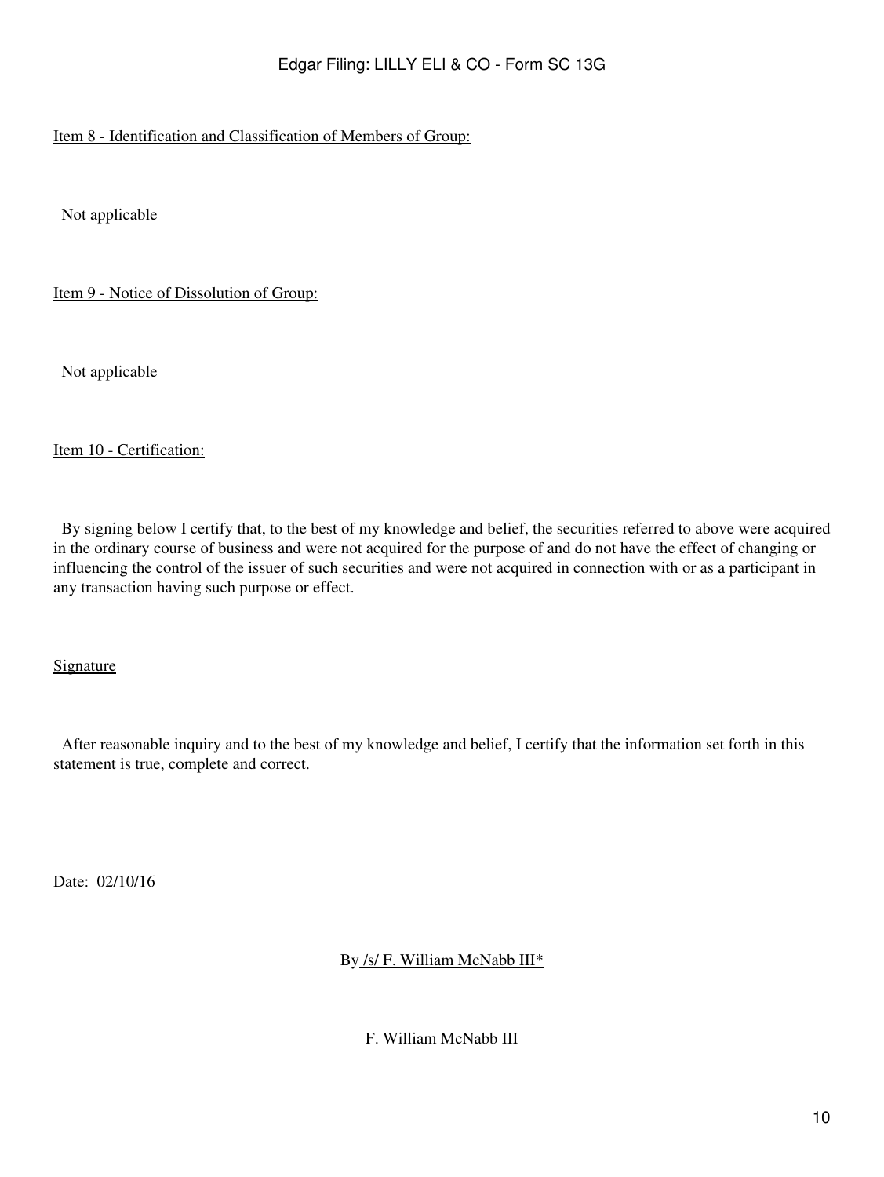Item 8 - Identification and Classification of Members of Group:

Not applicable

Item 9 - Notice of Dissolution of Group:

Not applicable

Item 10 - Certification:

By signing below I certify that, to the best of my knowledge and belief, the securities referred to above were acquired in the ordinary course of business and were not acquired for the purpose of and do not have the effect of changing or influencing the control of the issuer of such securities and were not acquired in connection with or as a participant in any transaction having such purpose or effect.

Signature

After reasonable inquiry and to the best of my knowledge and belief, I certify that the information set forth in this statement is true, complete and correct.

Date: 02/10/16

By /s/ F. William McNabb III*

F. William McNabb III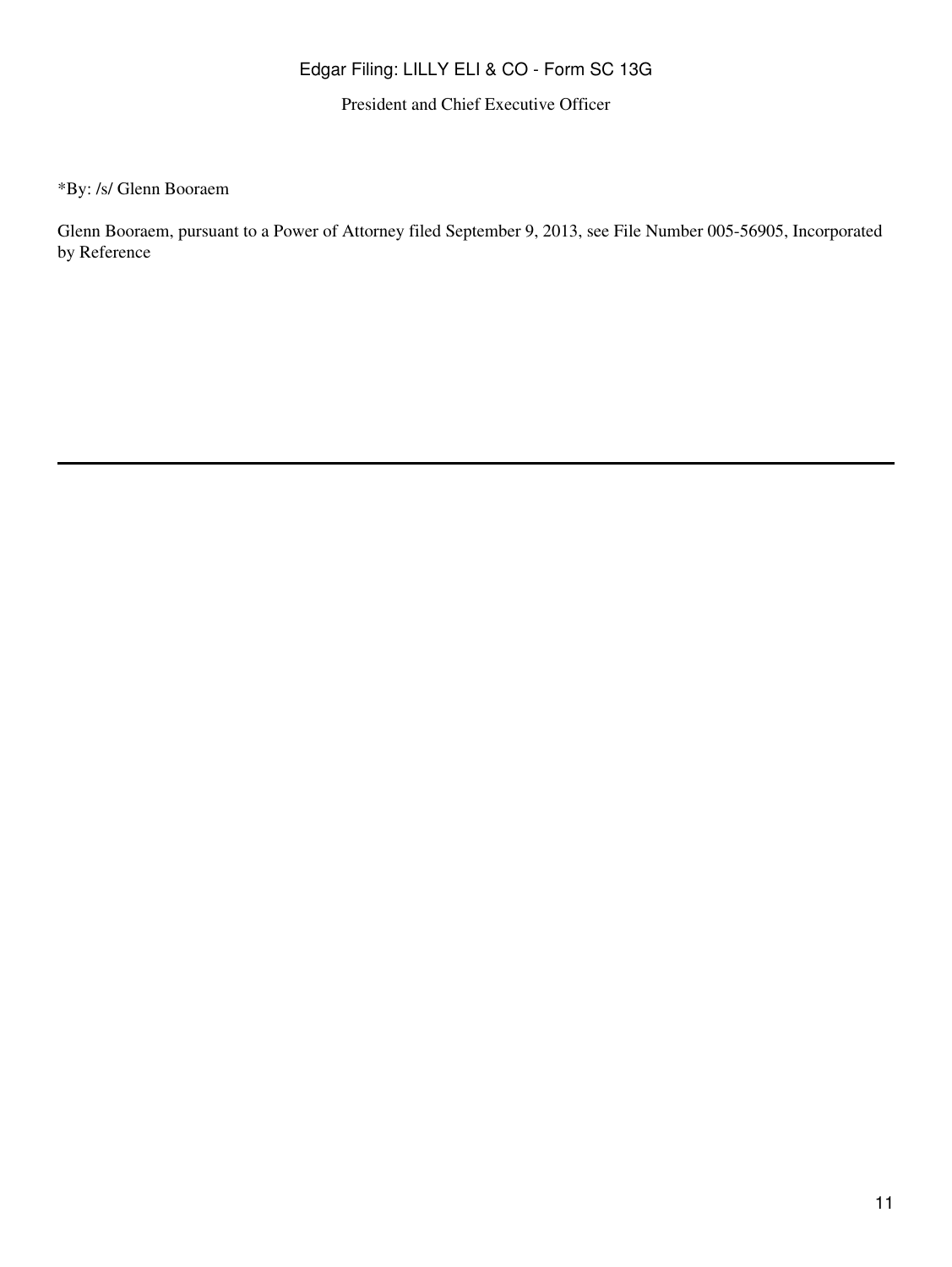President and Chief Executive Officer

*By: /s/ Glenn Booraem

Glenn Booraem, pursuant to a Power of Attorney filed September 9, 2013, see File Number 005-56905, Incorporated by Reference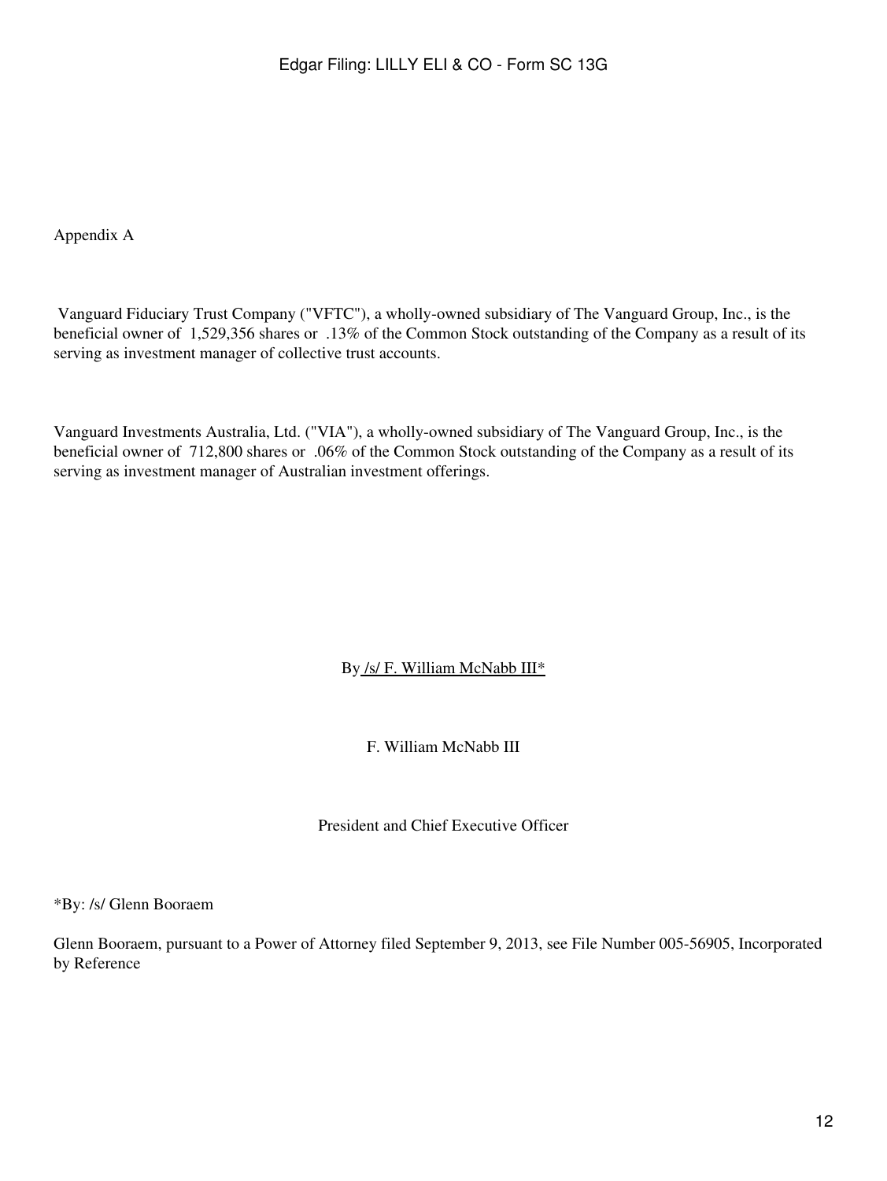Appendix A

Vanguard Fiduciary Trust Company ("VFTC"), a wholly-owned subsidiary of The Vanguard Group, Inc., is the beneficial owner of 1,529,356 shares or .13% of the Common Stock outstanding of the Company as a result of its serving as investment manager of collective trust accounts.

Vanguard Investments Australia, Ltd. ("VIA"), a wholly-owned subsidiary of The Vanguard Group, Inc., is the beneficial owner of 712,800 shares or .06% of the Common Stock outstanding of the Company as a result of its serving as investment manager of Australian investment offerings.

By /s/ F. William McNabb III*

F. William McNabb III

President and Chief Executive Officer

*By: /s/ Glenn Booraem

Glenn Booraem, pursuant to a Power of Attorney filed September 9, 2013, see File Number 005-56905, Incorporated by Reference